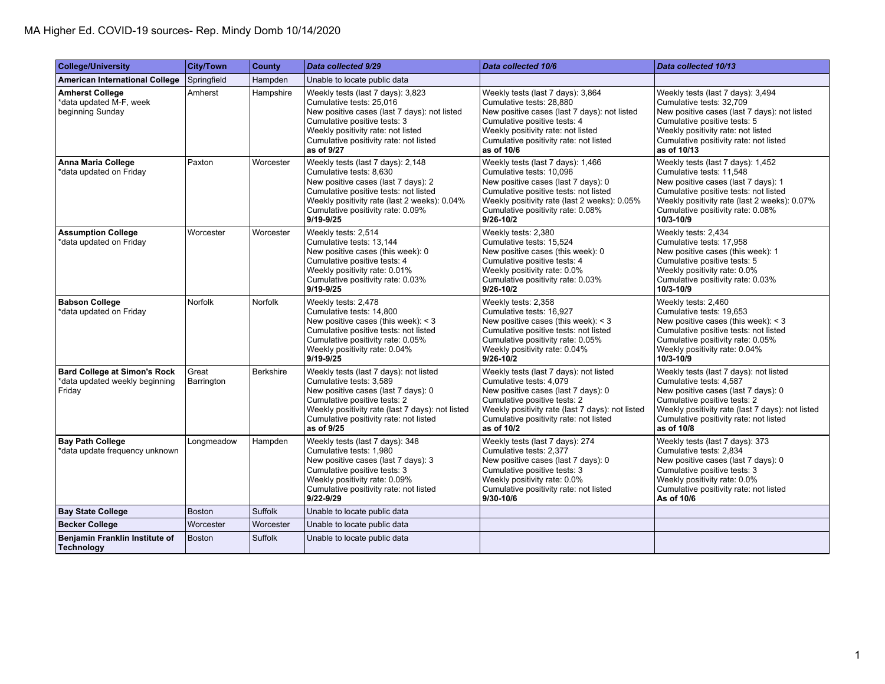MA Higher Ed. COVID-19 sources- Rep. Mindy Domb 10/14/2020

| College/University | City/Town | County | *Data collected 9/29* | *Data collected 10/6* | *Data collected 10/13* |
|---|---|---|---|---|---|
| **American International College** | Springfield | Hampden | Unable to locate public data | | |
| **Amherst College**<br>*data updated M-F, week beginning Sunday | Amherst | Hampshire | Weekly tests (last 7 days): 3,823<br>Cumulative tests: 25,016<br>New positive cases (last 7 days): not listed<br>Cumulative positive tests: 3<br>Weekly positivity rate: not listed<br>Cumulative positivity rate: not listed<br>**as of 9/27** | Weekly tests (last 7 days): 3,864<br>Cumulative tests: 28,880<br>New positive cases (last 7 days): not listed<br>Cumulative positive tests: 4<br>Weekly positivity rate: not listed<br>Cumulative positivity rate: not listed<br>**as of 10/6** | Weekly tests (last 7 days): 3,494<br>Cumulative tests: 32,709<br>New positive cases (last 7 days): not listed<br>Cumulative positive tests: 5<br>Weekly positivity rate: not listed<br>Cumulative positivity rate: not listed<br>**as of 10/13** |
| **Anna Maria College**<br>*data updated on Friday | Paxton | Worcester | Weekly tests (last 7 days): 2,148<br>Cumulative tests: 8,630<br>New positive cases (last 7 days): 2<br>Cumulative positive tests: not listed<br>Weekly positivity rate (last 2 weeks): 0.04%<br>Cumulative positivity rate: 0.09%<br>**9/19-9/25** | Weekly tests (last 7 days): 1,466<br>Cumulative tests: 10,096<br>New positive cases (last 7 days): 0<br>Cumulative positive tests: not listed<br>Weekly positivity rate (last 2 weeks): 0.05%<br>Cumulative positivity rate: 0.08%<br>**9/26-10/2** | Weekly tests (last 7 days): 1,452<br>Cumulative tests: 11,548<br>New positive cases (last 7 days): 1<br>Cumulative positive tests: not listed<br>Weekly positivity rate (last 2 weeks): 0.07%<br>Cumulative positivity rate: 0.08%<br>**10/3-10/9** |
| **Assumption College**<br>*data updated on Friday | Worcester | Worcester | Weekly tests: 2,514<br>Cumulative tests: 13,144<br>New positive cases (this week): 0<br>Cumulative positive tests: 4<br>Weekly positivity rate: 0.01%<br>Cumulative positivity rate: 0.03%<br>**9/19-9/25** | Weekly tests: 2,380<br>Cumulative tests: 15,524<br>New positive cases (this week): 0<br>Cumulative positive tests: 4<br>Weekly positivity rate: 0.0%<br>Cumulative positivity rate: 0.03%<br>**9/26-10/2** | Weekly tests: 2,434<br>Cumulative tests: 17,958<br>New positive cases (this week): 1<br>Cumulative positive tests: 5<br>Weekly positivity rate: 0.0%<br>Cumulative positivity rate: 0.03%<br>**10/3-10/9** |
| **Babson College**<br>*data updated on Friday | Norfolk | Norfolk | Weekly tests: 2,478<br>Cumulative tests: 14,800<br>New positive cases (this week): < 3<br>Cumulative positive tests: not listed<br>Cumulative positivity rate: 0.05%<br>Weekly positivity rate: 0.04%<br>**9/19-9/25** | Weekly tests: 2,358<br>Cumulative tests: 16,927<br>New positive cases (this week): < 3<br>Cumulative positive tests: not listed<br>Cumulative positivity rate: 0.05%<br>Weekly positivity rate: 0.04%<br>**9/26-10/2** | Weekly tests: 2,460<br>Cumulative tests: 19,653<br>New positive cases (this week): < 3<br>Cumulative positive tests: not listed<br>Cumulative positivity rate: 0.05%<br>Weekly positivity rate: 0.04%<br>**10/3-10/9** |
| **Bard College at Simon's Rock**<br>*data updated weekly beginning Friday | Great Barrington | Berkshire | Weekly tests (last 7 days): not listed<br>Cumulative tests: 3,589<br>New positive cases (last 7 days): 0<br>Cumulative positive tests: 2<br>Weekly positivity rate (last 7 days): not listed<br>Cumulative positivity rate: not listed<br>**as of 9/25** | Weekly tests (last 7 days): not listed<br>Cumulative tests: 4,079<br>New positive cases (last 7 days): 0<br>Cumulative positive tests: 2<br>Weekly positivity rate (last 7 days): not listed<br>Cumulative positivity rate: not listed<br>**as of 10/2** | Weekly tests (last 7 days): not listed<br>Cumulative tests: 4,587<br>New positive cases (last 7 days): 0<br>Cumulative positive tests: 2<br>Weekly positivity rate (last 7 days): not listed<br>Cumulative positivity rate: not listed<br>**as of 10/8** |
| **Bay Path College**<br>*data update frequency unknown | Longmeadow | Hampden | Weekly tests (last 7 days): 348<br>Cumulative tests: 1,980<br>New positive cases (last 7 days): 3<br>Cumulative positive tests: 3<br>Weekly positivity rate: 0.09%<br>Cumulative positivity rate: not listed<br>**9/22-9/29** | Weekly tests (last 7 days): 274<br>Cumulative tests: 2,377<br>New positive cases (last 7 days): 0<br>Cumulative positive tests: 3<br>Weekly positivity rate: 0.0%<br>Cumulative positivity rate: not listed<br>**9/30-10/6** | Weekly tests (last 7 days): 373<br>Cumulative tests: 2,834<br>New positive cases (last 7 days): 0<br>Cumulative positive tests: 3<br>Weekly positivity rate: 0.0%<br>Cumulative positivity rate: not listed<br>**As of 10/6** |
| **Bay State College** | Boston | Suffolk | Unable to locate public data | | |
| **Becker College** | Worcester | Worcester | Unable to locate public data | | |
| **Benjamin Franklin Institute of Technology** | Boston | Suffolk | Unable to locate public data | | |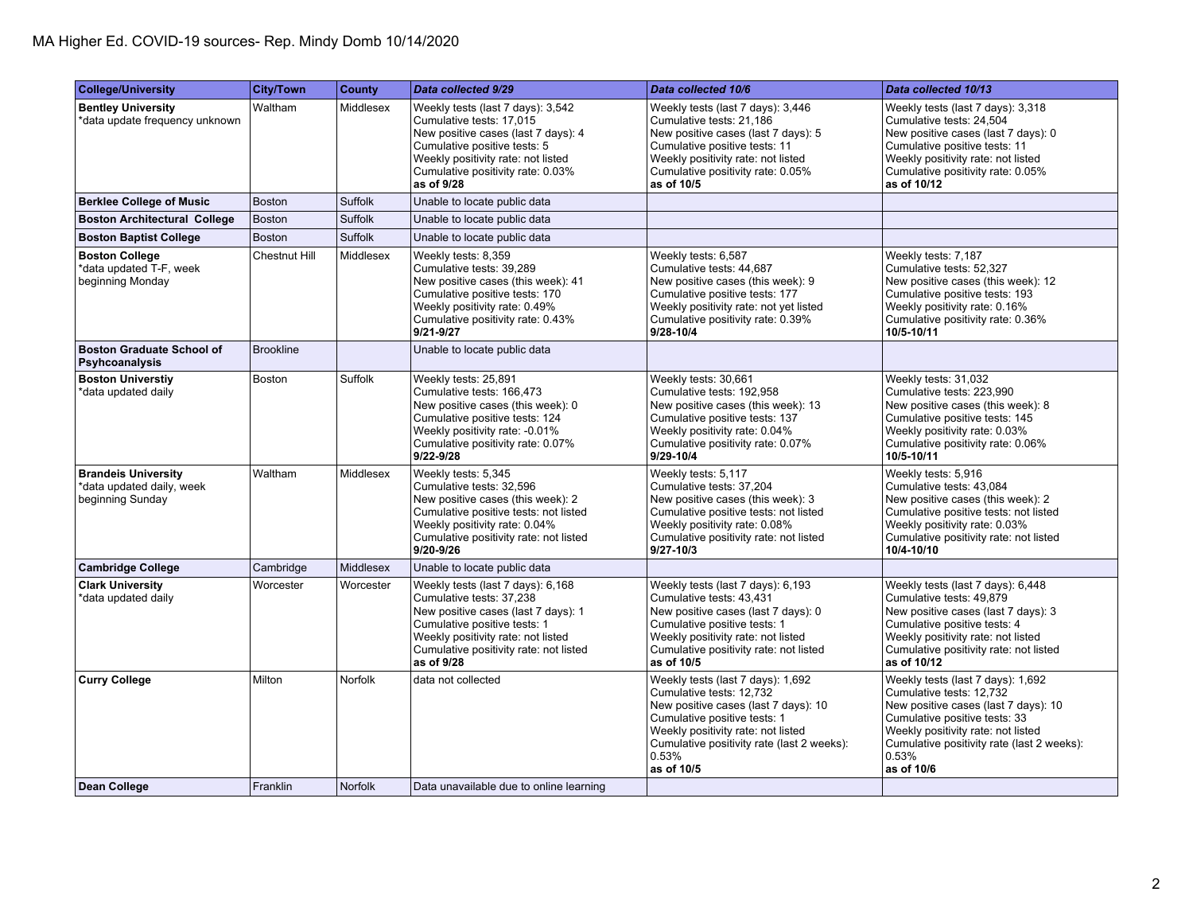MA Higher Ed. COVID-19 sources- Rep. Mindy Domb 10/14/2020

| College/University | City/Town | County | Data collected 9/29 | Data collected 10/6 | Data collected 10/13 |
|---|---|---|---|---|---|
| **Bentley University** *data update frequency unknown | Waltham | Middlesex | Weekly tests (last 7 days): 3,542<br>Cumulative tests: 17,015<br>New positive cases (last 7 days): 4<br>Cumulative positive tests: 5<br>Weekly positivity rate: not listed<br>Cumulative positivity rate: 0.03%<br>**as of 9/28** | Weekly tests (last 7 days): 3,446<br>Cumulative tests: 21,186<br>New positive cases (last 7 days): 5<br>Cumulative positive tests: 11<br>Weekly positivity rate: not listed<br>Cumulative positivity rate: 0.05%<br>**as of 10/5** | Weekly tests (last 7 days): 3,318<br>Cumulative tests: 24,504<br>New positive cases (last 7 days): 0<br>Cumulative positive tests: 11<br>Weekly positivity rate: not listed<br>Cumulative positivity rate: 0.05%<br>**as of 10/12** |
| **Berklee College of Music** | Boston | Suffolk | Unable to locate public data | | |
| **Boston Architectural College** | Boston | Suffolk | Unable to locate public data | | |
| **Boston Baptist College** | Boston | Suffolk | Unable to locate public data | | |
| **Boston College** *data updated T-F, week beginning Monday | Chestnut Hill | Middlesex | Weekly tests: 8,359<br>Cumulative tests: 39,289<br>New positive cases (this week): 41<br>Cumulative positive tests: 170<br>Weekly positivity rate: 0.49%<br>Cumulative positivity rate: 0.43%<br>**9/21-9/27** | Weekly tests: 6,587<br>Cumulative tests: 44,687<br>New positive cases (this week): 9<br>Cumulative positive tests: 177<br>Weekly positivity rate: not yet listed<br>Cumulative positivity rate: 0.39%<br>**9/28-10/4** | Weekly tests: 7,187<br>Cumulative tests: 52,327<br>New positive cases (this week): 12<br>Cumulative positive tests: 193<br>Weekly positivity rate: 0.16%<br>Cumulative positivity rate: 0.36%<br>**10/5-10/11** |
| **Boston Graduate School of Psyhcoanalysis** | Brookline | | Unable to locate public data | | |
| **Boston Universtiy** *data updated daily | Boston | Suffolk | Weekly tests: 25,891<br>Cumulative tests: 166,473<br>New positive cases (this week): 0<br>Cumulative positive tests: 124<br>Weekly positivity rate: -0.01%<br>Cumulative positivity rate: 0.07%<br>**9/22-9/28** | Weekly tests: 30,661<br>Cumulative tests: 192,958<br>New positive cases (this week): 13<br>Cumulative positive tests: 137<br>Weekly positivity rate: 0.04%<br>Cumulative positivity rate: 0.07%<br>**9/29-10/4** | Weekly tests: 31,032<br>Cumulative tests: 223,990<br>New positive cases (this week): 8<br>Cumulative positive tests: 145<br>Weekly positivity rate: 0.03%<br>Cumulative positivity rate: 0.06%<br>**10/5-10/11** |
| **Brandeis University** *data updated daily, week beginning Sunday | Waltham | Middlesex | Weekly tests: 5,345<br>Cumulative tests: 32,596<br>New positive cases (this week): 2<br>Cumulative positive tests: not listed<br>Weekly positivity rate: 0.04%<br>Cumulative positivity rate: not listed<br>**9/20-9/26** | Weekly tests: 5,117<br>Cumulative tests: 37,204<br>New positive cases (this week): 3<br>Cumulative positive tests: not listed<br>Weekly positivity rate: 0.08%<br>Cumulative positivity rate: not listed<br>**9/27-10/3** | Weekly tests: 5,916<br>Cumulative tests: 43,084<br>New positive cases (this week): 2<br>Cumulative positive tests: not listed<br>Weekly positivity rate: 0.03%<br>Cumulative positivity rate: not listed<br>**10/4-10/10** |
| **Cambridge College** | Cambridge | Middlesex | Unable to locate public data | | |
| **Clark University** *data updated daily | Worcester | Worcester | Weekly tests (last 7 days): 6,168<br>Cumulative tests: 37,238<br>New positive cases (last 7 days): 1<br>Cumulative positive tests: 1<br>Weekly positivity rate: not listed<br>Cumulative positivity rate: not listed<br>**as of 9/28** | Weekly tests (last 7 days): 6,193<br>Cumulative tests: 43,431<br>New positive cases (last 7 days): 0<br>Cumulative positive tests: 1<br>Weekly positivity rate: not listed<br>Cumulative positivity rate: not listed<br>**as of 10/5** | Weekly tests (last 7 days): 6,448<br>Cumulative tests: 49,879<br>New positive cases (last 7 days): 3<br>Cumulative positive tests: 4<br>Weekly positivity rate: not listed<br>Cumulative positivity rate: not listed<br>**as of 10/12** |
| **Curry College** | Milton | Norfolk | data not collected | Weekly tests (last 7 days): 1,692<br>Cumulative tests: 12,732<br>New positive cases (last 7 days): 10<br>Cumulative positive tests: 1<br>Weekly positivity rate: not listed<br>Cumulative positivity rate (last 2 weeks): 0.53%<br>**as of 10/5** | Weekly tests (last 7 days): 1,692<br>Cumulative tests: 12,732<br>New positive cases (last 7 days): 10<br>Cumulative positive tests: 33<br>Weekly positivity rate: not listed<br>Cumulative positivity rate (last 2 weeks): 0.53%<br>**as of 10/6** |
| **Dean College** | Franklin | Norfolk | Data unavailable due to online learning | | |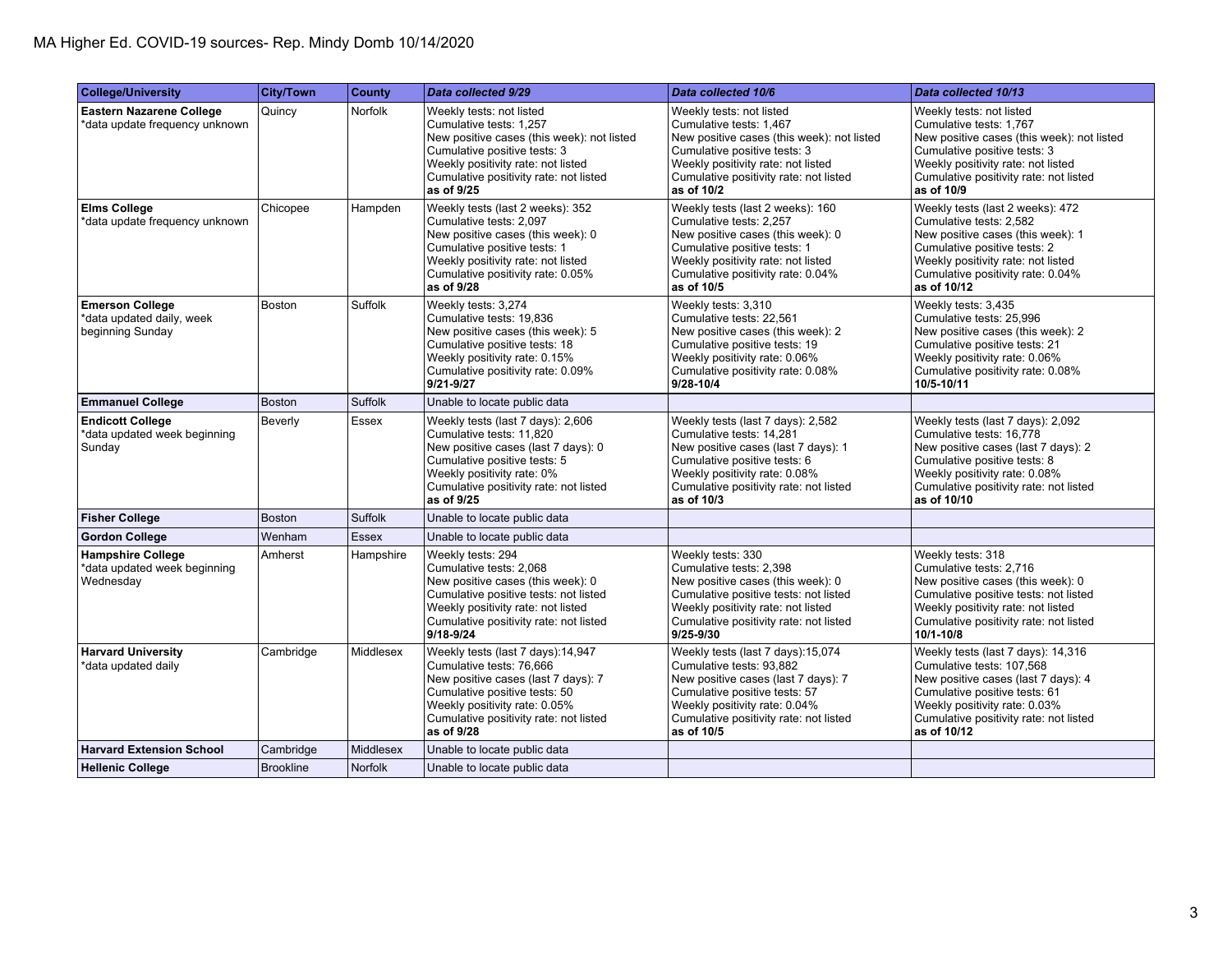MA Higher Ed. COVID-19 sources- Rep. Mindy Domb 10/14/2020

| College/University | City/Town | County | *Data collected 9/29* | *Data collected 10/6* | *Data collected 10/13* |
|---|---|---|---|---|---|
| **Eastern Nazarene College** *data update frequency unknown | Quincy | Norfolk | Weekly tests: not listed<br>Cumulative tests: 1,257<br>New positive cases (this week): not listed<br>Cumulative positive tests: 3<br>Weekly positivity rate: not listed<br>Cumulative positivity rate: not listed<br>**as of 9/25** | Weekly tests: not listed<br>Cumulative tests: 1,467<br>New positive cases (this week): not listed<br>Cumulative positive tests: 3<br>Weekly positivity rate: not listed<br>Cumulative positivity rate: not listed<br>**as of 10/2** | Weekly tests: not listed<br>Cumulative tests: 1,767<br>New positive cases (this week): not listed<br>Cumulative positive tests: 3<br>Weekly positivity rate: not listed<br>Cumulative positivity rate: not listed<br>**as of 10/9** |
| **Elms College** *data update frequency unknown | Chicopee | Hampden | Weekly tests (last 2 weeks): 352<br>Cumulative tests: 2,097<br>New positive cases (this week): 0<br>Cumulative positive tests: 1<br>Weekly positivity rate: not listed<br>Cumulative positivity rate: 0.05%<br>**as of 9/28** | Weekly tests (last 2 weeks): 160<br>Cumulative tests: 2,257<br>New positive cases (this week): 0<br>Cumulative positive tests: 1<br>Weekly positivity rate: not listed<br>Cumulative positivity rate: 0.04%<br>**as of 10/5** | Weekly tests (last 2 weeks): 472<br>Cumulative tests: 2,582<br>New positive cases (this week): 1<br>Cumulative positive tests: 2<br>Weekly positivity rate: not listed<br>Cumulative positivity rate: 0.04%<br>**as of 10/12** |
| **Emerson College** *data updated daily, week beginning Sunday | Boston | Suffolk | Weekly tests: 3,274<br>Cumulative tests: 19,836<br>New positive cases (this week): 5<br>Cumulative positive tests: 18<br>Weekly positivity rate: 0.15%<br>Cumulative positivity rate: 0.09%<br>**9/21-9/27** | Weekly tests: 3,310<br>Cumulative tests: 22,561<br>New positive cases (this week): 2<br>Cumulative positive tests: 19<br>Weekly positivity rate: 0.06%<br>Cumulative positivity rate: 0.08%<br>**9/28-10/4** | Weekly tests: 3,435<br>Cumulative tests: 25,996<br>New positive cases (this week): 2<br>Cumulative positive tests: 21<br>Weekly positivity rate: 0.06%<br>Cumulative positivity rate: 0.08%<br>**10/5-10/11** |
| **Emmanuel College** | Boston | Suffolk | Unable to locate public data | | |
| **Endicott College** *data updated week beginning Sunday | Beverly | Essex | Weekly tests (last 7 days): 2,606<br>Cumulative tests: 11,820<br>New positive cases (last 7 days): 0<br>Cumulative positive tests: 5<br>Weekly positivity rate: 0%<br>Cumulative positivity rate: not listed<br>**as of 9/25** | Weekly tests (last 7 days): 2,582<br>Cumulative tests: 14,281<br>New positive cases (last 7 days): 1<br>Cumulative positive tests: 6<br>Weekly positivity rate: 0.08%<br>Cumulative positivity rate: not listed<br>**as of 10/3** | Weekly tests (last 7 days): 2,092<br>Cumulative tests: 16,778<br>New positive cases (last 7 days): 2<br>Cumulative positive tests: 8<br>Weekly positivity rate: 0.08%<br>Cumulative positivity rate: not listed<br>**as of 10/10** |
| **Fisher College** | Boston | Suffolk | Unable to locate public data | | |
| **Gordon College** | Wenham | Essex | Unable to locate public data | | |
| **Hampshire College** *data updated week beginning Wednesday | Amherst | Hampshire | Weekly tests: 294<br>Cumulative tests: 2,068<br>New positive cases (this week): 0<br>Cumulative positive tests: not listed<br>Weekly positivity rate: not listed<br>Cumulative positivity rate: not listed<br>**9/18-9/24** | Weekly tests: 330<br>Cumulative tests: 2,398<br>New positive cases (this week): 0<br>Cumulative positive tests: not listed<br>Weekly positivity rate: not listed<br>Cumulative positivity rate: not listed<br>**9/25-9/30** | Weekly tests: 318<br>Cumulative tests: 2,716<br>New positive cases (this week): 0<br>Cumulative positive tests: not listed<br>Weekly positivity rate: not listed<br>Cumulative positivity rate: not listed<br>**10/1-10/8** |
| **Harvard University** *data updated daily | Cambridge | Middlesex | Weekly tests (last 7 days):14,947<br>Cumulative tests: 76,666<br>New positive cases (last 7 days): 7<br>Cumulative positive tests: 50<br>Weekly positivity rate: 0.05%<br>Cumulative positivity rate: not listed<br>**as of 9/28** | Weekly tests (last 7 days):15,074<br>Cumulative tests: 93,882<br>New positive cases (last 7 days): 7<br>Cumulative positive tests: 57<br>Weekly positivity rate: 0.04%<br>Cumulative positivity rate: not listed<br>**as of 10/5** | Weekly tests (last 7 days): 14,316<br>Cumulative tests: 107,568<br>New positive cases (last 7 days): 4<br>Cumulative positive tests: 61<br>Weekly positivity rate: 0.03%<br>Cumulative positivity rate: not listed<br>**as of 10/12** |
| **Harvard Extension School** | Cambridge | Middlesex | Unable to locate public data | | |
| **Hellenic College** | Brookline | Norfolk | Unable to locate public data | | |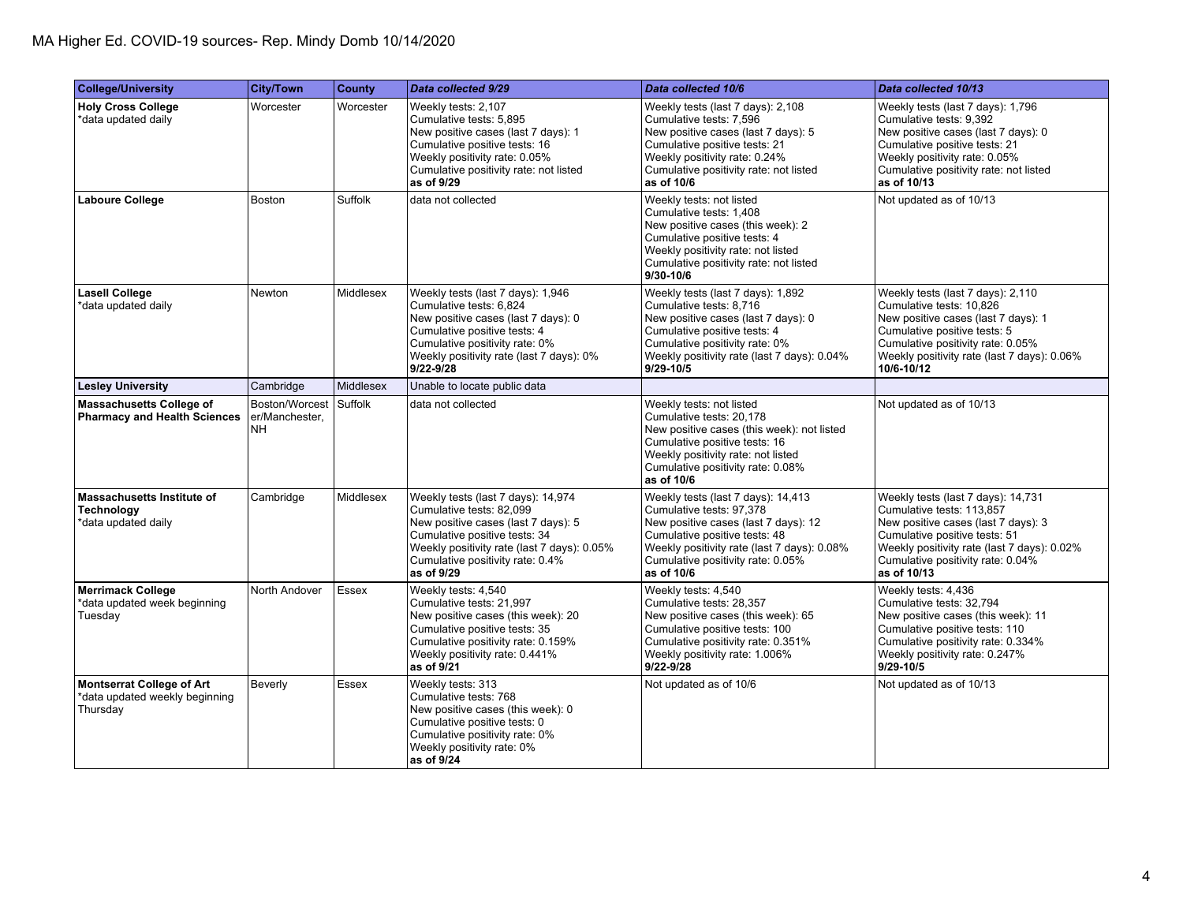MA Higher Ed. COVID-19 sources- Rep. Mindy Domb 10/14/2020

| College/University | City/Town | County | *Data collected 9/29* | *Data collected 10/6* | *Data collected 10/13* |
|---|---|---|---|---|---|
| **Holy Cross College**<br>*data updated daily | Worcester | Worcester | Weekly tests: 2,107<br>Cumulative tests: 5,895<br>New positive cases (last 7 days): 1<br>Cumulative positive tests: 16<br>Weekly positivity rate: 0.05%<br>Cumulative positivity rate: not listed<br>**as of 9/29** | Weekly tests (last 7 days): 2,108<br>Cumulative tests: 7,596<br>New positive cases (last 7 days): 5<br>Cumulative positive tests: 21<br>Weekly positivity rate: 0.24%<br>Cumulative positivity rate: not listed<br>**as of 10/6** | Weekly tests (last 7 days): 1,796<br>Cumulative tests: 9,392<br>New positive cases (last 7 days): 0<br>Cumulative positive tests: 21<br>Weekly positivity rate: 0.05%<br>Cumulative positivity rate: not listed<br>**as of 10/13** |
| **Laboure College** | Boston | Suffolk | data not collected | Weekly tests: not listed<br>Cumulative tests: 1,408<br>New positive cases (this week): 2<br>Cumulative positive tests: 4<br>Weekly positivity rate: not listed<br>Cumulative positivity rate: not listed<br>**9/30-10/6** | Not updated as of 10/13 |
| **Lasell College**<br>*data updated daily | Newton | Middlesex | Weekly tests (last 7 days): 1,946<br>Cumulative tests: 6,824<br>New positive cases (last 7 days): 0<br>Cumulative positive tests: 4<br>Cumulative positivity rate: 0%<br>Weekly positivity rate (last 7 days): 0%<br>**9/22-9/28** | Weekly tests (last 7 days): 1,892<br>Cumulative tests: 8,716<br>New positive cases (last 7 days): 0<br>Cumulative positive tests: 4<br>Cumulative positivity rate: 0%<br>Weekly positivity rate (last 7 days): 0.04%<br>**9/29-10/5** | Weekly tests (last 7 days): 2,110<br>Cumulative tests: 10,826<br>New positive cases (last 7 days): 1<br>Cumulative positive tests: 5<br>Cumulative positivity rate: 0.05%<br>Weekly positivity rate (last 7 days): 0.06%<br>**10/6-10/12** |
| **Lesley University** | Cambridge | Middlesex | Unable to locate public data | | |
| **Massachusetts College of Pharmacy and Health Sciences** | Boston/Worcester/Manchester, NH | Suffolk | data not collected | Weekly tests: not listed<br>Cumulative tests: 20,178<br>New positive cases (this week): not listed<br>Cumulative positive tests: 16<br>Weekly positivity rate: not listed<br>Cumulative positivity rate: 0.08%<br>**as of 10/6** | Not updated as of 10/13 |
| **Massachusetts Institute of Technology**<br>*data updated daily | Cambridge | Middlesex | Weekly tests (last 7 days): 14,974<br>Cumulative tests: 82,099<br>New positive cases (last 7 days): 5<br>Cumulative positive tests: 34<br>Weekly positivity rate (last 7 days): 0.05%<br>Cumulative positivity rate: 0.4%<br>**as of 9/29** | Weekly tests (last 7 days): 14,413<br>Cumulative tests: 97,378<br>New positive cases (last 7 days): 12<br>Cumulative positive tests: 48<br>Weekly positivity rate (last 7 days): 0.08%<br>Cumulative positivity rate: 0.05%<br>**as of 10/6** | Weekly tests (last 7 days): 14,731<br>Cumulative tests: 113,857<br>New positive cases (last 7 days): 3<br>Cumulative positive tests: 51<br>Weekly positivity rate (last 7 days): 0.02%<br>Cumulative positivity rate: 0.04%<br>**as of 10/13** |
| **Merrimack College**<br>*data updated week beginning Tuesday | North Andover | Essex | Weekly tests: 4,540<br>Cumulative tests: 21,997<br>New positive cases (this week): 20<br>Cumulative positive tests: 35<br>Cumulative positivity rate: 0.159%<br>Weekly positivity rate: 0.441%<br>**as of 9/21** | Weekly tests: 4,540<br>Cumulative tests: 28,357<br>New positive cases (this week): 65<br>Cumulative positive tests: 100<br>Cumulative positivity rate: 0.351%<br>Weekly positivity rate: 1.006%<br>**9/22-9/28** | Weekly tests: 4,436<br>Cumulative tests: 32,794<br>New positive cases (this week): 11<br>Cumulative positive tests: 110<br>Cumulative positivity rate: 0.334%<br>Weekly positivity rate: 0.247%<br>**9/29-10/5** |
| **Montserrat College of Art**<br>*data updated weekly beginning Thursday | Beverly | Essex | Weekly tests: 313<br>Cumulative tests: 768<br>New positive cases (this week): 0<br>Cumulative positive tests: 0<br>Cumulative positivity rate: 0%<br>Weekly positivity rate: 0%<br>**as of 9/24** | Not updated as of 10/6 | Not updated as of 10/13 |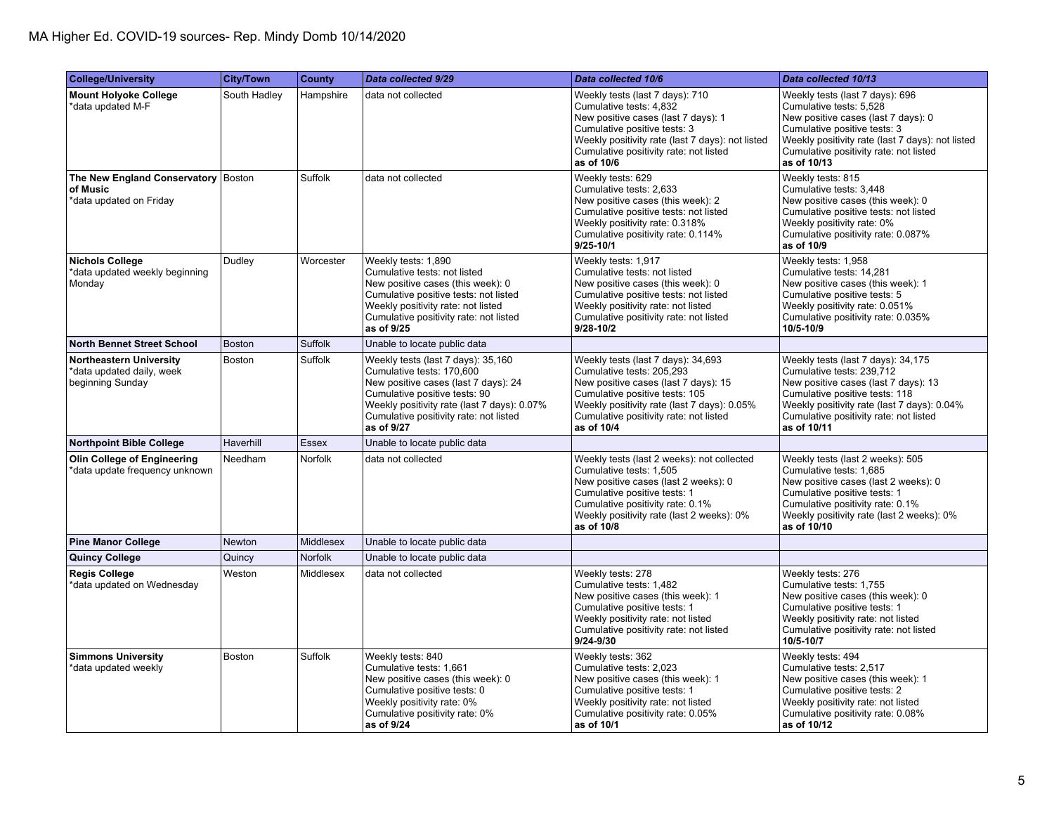MA Higher Ed. COVID-19 sources- Rep. Mindy Domb 10/14/2020

| College/University | City/Town | County | Data collected 9/29 | Data collected 10/6 | Data collected 10/13 |
|---|---|---|---|---|---|
| **Mount Holyoke College**<br>*data updated M-F | South Hadley | Hampshire | data not collected | Weekly tests (last 7 days): 710<br>Cumulative tests: 4,832<br>New positive cases (last 7 days): 1<br>Cumulative positive tests: 3<br>Weekly positivity rate (last 7 days): not listed<br>Cumulative positivity rate: not listed<br>**as of 10/6** | Weekly tests (last 7 days): 696<br>Cumulative tests: 5,528<br>New positive cases (last 7 days): 0<br>Cumulative positive tests: 3<br>Weekly positivity rate (last 7 days): not listed<br>Cumulative positivity rate: not listed<br>**as of 10/13** |
| **The New England Conservatory of Music**<br>*data updated on Friday | Boston | Suffolk | data not collected | Weekly tests: 629<br>Cumulative tests: 2,633<br>New positive cases (this week): 2<br>Cumulative positive tests: not listed<br>Weekly positivity rate: 0.318%<br>Cumulative positivity rate: 0.114%<br>**9/25-10/1** | Weekly tests: 815<br>Cumulative tests: 3,448<br>New positive cases (this week): 0<br>Cumulative positive tests: not listed<br>Weekly positivity rate: 0%<br>Cumulative positivity rate: 0.087%<br>**as of 10/9** |
| **Nichols College**<br>*data updated weekly beginning Monday | Dudley | Worcester | Weekly tests: 1,890<br>Cumulative tests: not listed<br>New positive cases (this week): 0<br>Cumulative positive tests: not listed<br>Weekly positivity rate: not listed<br>Cumulative positivity rate: not listed<br>**as of 9/25** | Weekly tests: 1,917<br>Cumulative tests: not listed<br>New positive cases (this week): 0<br>Cumulative positive tests: not listed<br>Weekly positivity rate: not listed<br>Cumulative positivity rate: not listed<br>**9/28-10/2** | Weekly tests: 1,958<br>Cumulative tests: 14,281<br>New positive cases (this week): 1<br>Cumulative positive tests: 5<br>Weekly positivity rate: 0.051%<br>Cumulative positivity rate: 0.035%<br>**10/5-10/9** |
| **North Bennet Street School** | Boston | Suffolk | Unable to locate public data | | |
| **Northeastern University**<br>*data updated daily, week beginning Sunday | Boston | Suffolk | Weekly tests (last 7 days): 35,160<br>Cumulative tests: 170,600<br>New positive cases (last 7 days): 24<br>Cumulative positive tests: 90<br>Weekly positivity rate (last 7 days): 0.07%<br>Cumulative positivity rate: not listed<br>**as of 9/27** | Weekly tests (last 7 days): 34,693<br>Cumulative tests: 205,293<br>New positive cases (last 7 days): 15<br>Cumulative positive tests: 105<br>Weekly positivity rate (last 7 days): 0.05%<br>Cumulative positivity rate: not listed<br>**as of 10/4** | Weekly tests (last 7 days): 34,175<br>Cumulative tests: 239,712<br>New positive cases (last 7 days): 13<br>Cumulative positive tests: 118<br>Weekly positivity rate (last 7 days): 0.04%<br>Cumulative positivity rate: not listed<br>**as of 10/11** |
| **Northpoint Bible College** | Haverhill | Essex | Unable to locate public data | | |
| **Olin College of Engineering**<br>*data update frequency unknown | Needham | Norfolk | data not collected | Weekly tests (last 2 weeks): not collected<br>Cumulative tests: 1,505<br>New positive cases (last 2 weeks): 0<br>Cumulative positive tests: 1<br>Cumulative positivity rate: 0.1%<br>Weekly positivity rate (last 2 weeks): 0%<br>**as of 10/8** | Weekly tests (last 2 weeks): 505<br>Cumulative tests: 1,685<br>New positive cases (last 2 weeks): 0<br>Cumulative positive tests: 1<br>Cumulative positivity rate: 0.1%<br>Weekly positivity rate (last 2 weeks): 0%<br>**as of 10/10** |
| **Pine Manor College** | Newton | Middlesex | Unable to locate public data | | |
| **Quincy College** | Quincy | Norfolk | Unable to locate public data | | |
| **Regis College**<br>*data updated on Wednesday | Weston | Middlesex | data not collected | Weekly tests: 278<br>Cumulative tests: 1,482<br>New positive cases (this week): 1<br>Cumulative positive tests: 1<br>Weekly positivity rate: not listed<br>Cumulative positivity rate: not listed<br>**9/24-9/30** | Weekly tests: 276<br>Cumulative tests: 1,755<br>New positive cases (this week): 0<br>Cumulative positive tests: 1<br>Weekly positivity rate: not listed<br>Cumulative positivity rate: not listed<br>**10/5-10/7** |
| **Simmons University**<br>*data updated weekly | Boston | Suffolk | Weekly tests: 840<br>Cumulative tests: 1,661<br>New positive cases (this week): 0<br>Cumulative positive tests: 0<br>Weekly positivity rate: 0%<br>Cumulative positivity rate: 0%<br>**as of 9/24** | Weekly tests: 362<br>Cumulative tests: 2,023<br>New positive cases (this week): 1<br>Cumulative positive tests: 1<br>Weekly positivity rate: not listed<br>Cumulative positivity rate: 0.05%<br>**as of 10/1** | Weekly tests: 494<br>Cumulative tests: 2,517<br>New positive cases (this week): 1<br>Cumulative positive tests: 2<br>Weekly positivity rate: not listed<br>Cumulative positivity rate: 0.08%<br>**as of 10/12** |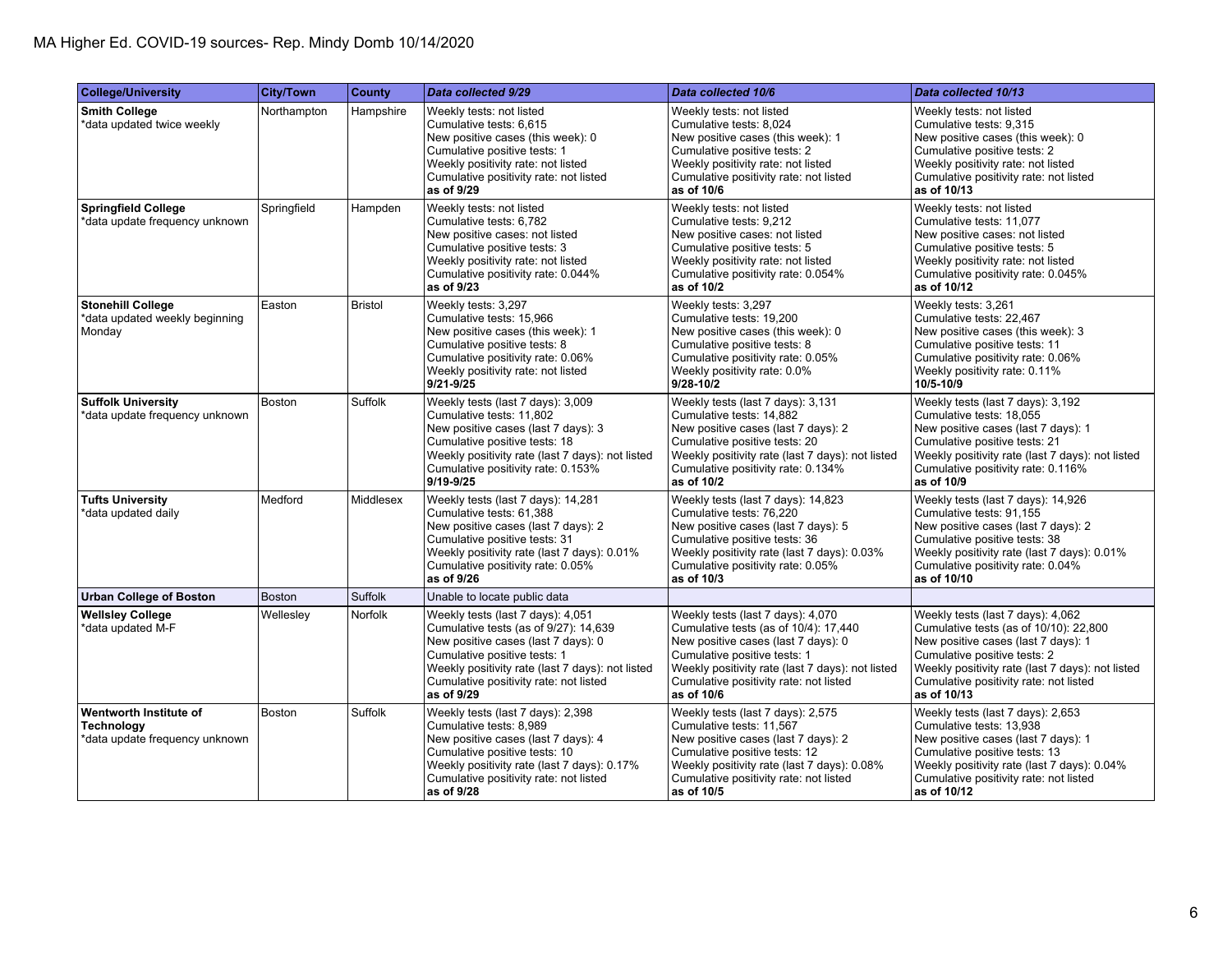MA Higher Ed. COVID-19 sources- Rep. Mindy Domb 10/14/2020

| College/University | City/Town | County | Data collected 9/29 | Data collected 10/6 | Data collected 10/13 |
|---|---|---|---|---|---|
| **Smith College**<br>*data updated twice weekly | Northampton | Hampshire | Weekly tests: not listed<br>Cumulative tests: 6,615<br>New positive cases (this week): 0<br>Cumulative positive tests: 1<br>Weekly positivity rate: not listed<br>Cumulative positivity rate: not listed<br>**as of 9/29** | Weekly tests: not listed<br>Cumulative tests: 8,024<br>New positive cases (this week): 1<br>Cumulative positive tests: 2<br>Weekly positivity rate: not listed<br>Cumulative positivity rate: not listed<br>**as of 10/6** | Weekly tests: not listed<br>Cumulative tests: 9,315<br>New positive cases (this week): 0<br>Cumulative positive tests: 2<br>Weekly positivity rate: not listed<br>Cumulative positivity rate: not listed<br>**as of 10/13** |
| **Springfield College**<br>*data update frequency unknown | Springfield | Hampden | Weekly tests: not listed<br>Cumulative tests: 6,782<br>New positive cases: not listed<br>Cumulative positive tests: 3<br>Weekly positivity rate: not listed<br>Cumulative positivity rate: 0.044%<br>**as of 9/23** | Weekly tests: not listed<br>Cumulative tests: 9,212<br>New positive cases: not listed<br>Cumulative positive tests: 5<br>Weekly positivity rate: not listed<br>Cumulative positivity rate: 0.054%<br>**as of 10/2** | Weekly tests: not listed<br>Cumulative tests: 11,077<br>New positive cases: not listed<br>Cumulative positive tests: 5<br>Weekly positivity rate: not listed<br>Cumulative positivity rate: 0.045%<br>**as of 10/12** |
| **Stonehill College**<br>*data updated weekly beginning Monday | Easton | Bristol | Weekly tests: 3,297<br>Cumulative tests: 15,966<br>New positive cases (this week): 1<br>Cumulative positive tests: 8<br>Cumulative positivity rate: 0.06%<br>Weekly positivity rate: not listed<br>**9/21-9/25** | Weekly tests: 3,297<br>Cumulative tests: 19,200<br>New positive cases (this week): 0<br>Cumulative positive tests: 8<br>Cumulative positivity rate: 0.05%<br>Weekly positivity rate: 0.0%<br>**9/28-10/2** | Weekly tests: 3,261<br>Cumulative tests: 22,467<br>New positive cases (this week): 3<br>Cumulative positive tests: 11<br>Cumulative positivity rate: 0.06%<br>Weekly positivity rate: 0.11%<br>**10/5-10/9** |
| **Suffolk University**<br>*data update frequency unknown | Boston | Suffolk | Weekly tests (last 7 days): 3,009<br>Cumulative tests: 11,802<br>New positive cases (last 7 days): 3<br>Cumulative positive tests: 18<br>Weekly positivity rate (last 7 days): not listed<br>Cumulative positivity rate: 0.153%<br>**9/19-9/25** | Weekly tests (last 7 days): 3,131<br>Cumulative tests: 14,882<br>New positive cases (last 7 days): 2<br>Cumulative positive tests: 20<br>Weekly positivity rate (last 7 days): not listed<br>Cumulative positivity rate: 0.134%<br>**as of 10/2** | Weekly tests (last 7 days): 3,192<br>Cumulative tests: 18,055<br>New positive cases (last 7 days): 1<br>Cumulative positive tests: 21<br>Weekly positivity rate (last 7 days): not listed<br>Cumulative positivity rate: 0.116%<br>**as of 10/9** |
| **Tufts University**<br>*data updated daily | Medford | Middlesex | Weekly tests (last 7 days): 14,281<br>Cumulative tests: 61,388<br>New positive cases (last 7 days): 2<br>Cumulative positive tests: 31<br>Weekly positivity rate (last 7 days): 0.01%<br>Cumulative positivity rate: 0.05%<br>**as of 9/26** | Weekly tests (last 7 days): 14,823<br>Cumulative tests: 76,220<br>New positive cases (last 7 days): 5<br>Cumulative positive tests: 36<br>Weekly positivity rate (last 7 days): 0.03%<br>Cumulative positivity rate: 0.05%<br>**as of 10/3** | Weekly tests (last 7 days): 14,926<br>Cumulative tests: 91,155<br>New positive cases (last 7 days): 2<br>Cumulative positive tests: 38<br>Weekly positivity rate (last 7 days): 0.01%<br>Cumulative positivity rate: 0.04%<br>**as of 10/10** |
| **Urban College of Boston** | Boston | Suffolk | Unable to locate public data | | |
| **Wellsley College**<br>*data updated M-F | Wellesley | Norfolk | Weekly tests (last 7 days): 4,051<br>Cumulative tests (as of 9/27): 14,639<br>New positive cases (last 7 days): 0<br>Cumulative positive tests: 1<br>Weekly positivity rate (last 7 days): not listed<br>Cumulative positivity rate: not listed<br>**as of 9/29** | Weekly tests (last 7 days): 4,070<br>Cumulative tests (as of 10/4): 17,440<br>New positive cases (last 7 days): 0<br>Cumulative positive tests: 1<br>Weekly positivity rate (last 7 days): not listed<br>Cumulative positivity rate: not listed<br>**as of 10/6** | Weekly tests (last 7 days): 4,062<br>Cumulative tests (as of 10/10): 22,800<br>New positive cases (last 7 days): 1<br>Cumulative positive tests: 2<br>Weekly positivity rate (last 7 days): not listed<br>Cumulative positivity rate: not listed<br>**as of 10/13** |
| **Wentworth Institute of Technology**<br>*data update frequency unknown | Boston | Suffolk | Weekly tests (last 7 days): 2,398<br>Cumulative tests: 8,989<br>New positive cases (last 7 days): 4<br>Cumulative positive tests: 10<br>Weekly positivity rate (last 7 days): 0.17%<br>Cumulative positivity rate: not listed<br>**as of 9/28** | Weekly tests (last 7 days): 2,575<br>Cumulative tests: 11,567<br>New positive cases (last 7 days): 2<br>Cumulative positive tests: 12<br>Weekly positivity rate (last 7 days): 0.08%<br>Cumulative positivity rate: not listed<br>**as of 10/5** | Weekly tests (last 7 days): 2,653<br>Cumulative tests: 13,938<br>New positive cases (last 7 days): 1<br>Cumulative positive tests: 13<br>Weekly positivity rate (last 7 days): 0.04%<br>Cumulative positivity rate: not listed<br>**as of 10/12** |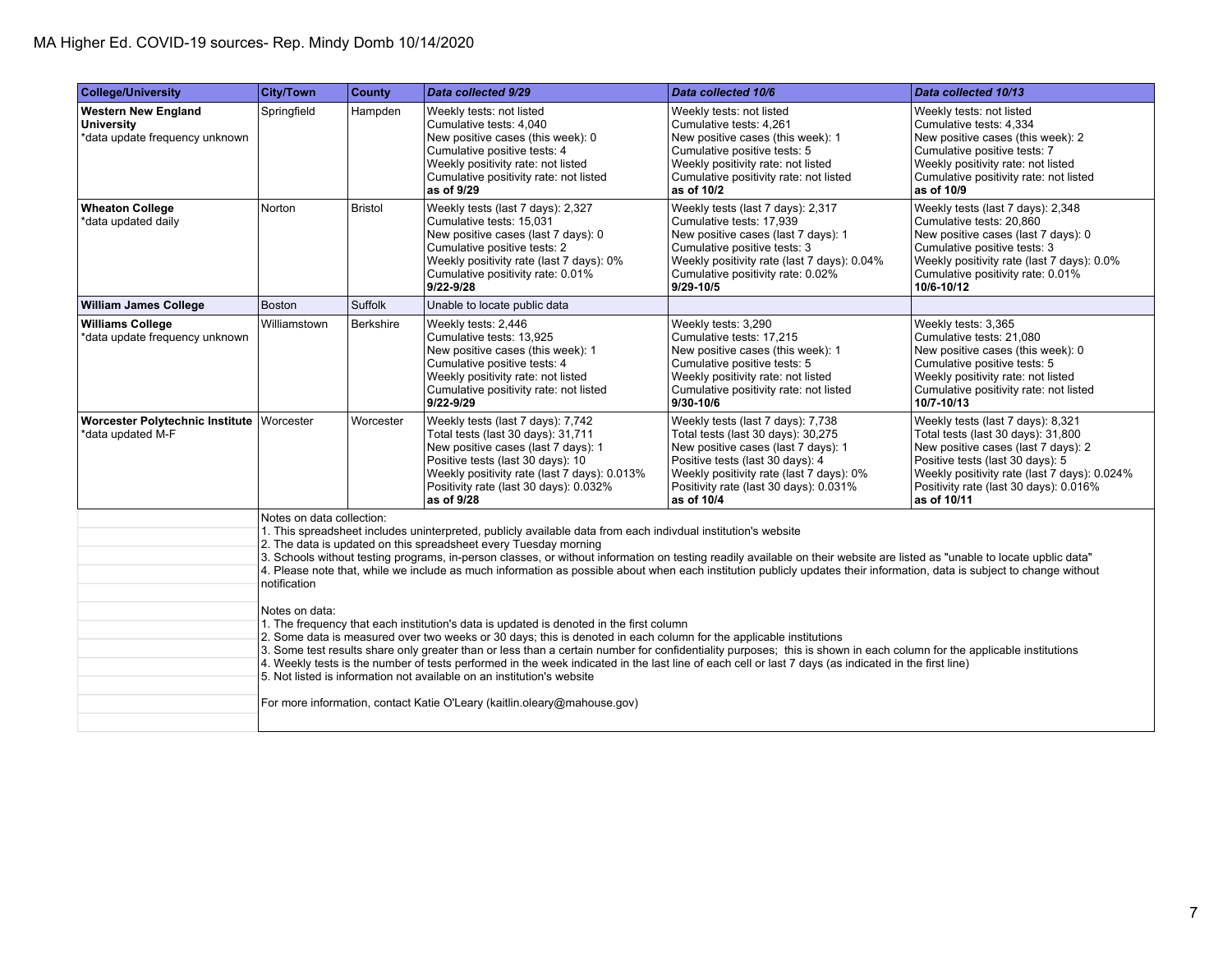| College/University | City/Town | County | *Data collected 9/29* | *Data collected 10/6* | *Data collected 10/13* |
|---|---|---|---|---|---|
| **Western New England University**<br>*data update frequency unknown | Springfield | Hampden | Weekly tests: not listed<br>Cumulative tests: 4,040<br>New positive cases (this week): 0<br>Cumulative positive tests: 4<br>Weekly positivity rate: not listed<br>Cumulative positivity rate: not listed<br>**as of 9/29** | Weekly tests: not listed<br>Cumulative tests: 4,261<br>New positive cases (this week): 1<br>Cumulative positive tests: 5<br>Weekly positivity rate: not listed<br>Cumulative positivity rate: not listed<br>**as of 10/2** | Weekly tests: not listed<br>Cumulative tests: 4,334<br>New positive cases (this week): 2<br>Cumulative positive tests: 7<br>Weekly positivity rate: not listed<br>Cumulative positivity rate: not listed<br>**as of 10/9** |
| **Wheaton College**<br>*data updated daily | Norton | Bristol | Weekly tests (last 7 days): 2,327<br>Cumulative tests: 15,031<br>New positive cases (last 7 days): 0<br>Cumulative positive tests: 2<br>Weekly positivity rate (last 7 days): 0%<br>Cumulative positivity rate: 0.01%<br>**9/22-9/28** | Weekly tests (last 7 days): 2,317<br>Cumulative tests: 17,939<br>New positive cases (last 7 days): 1<br>Cumulative positive tests: 3<br>Weekly positivity rate (last 7 days): 0.04%<br>Cumulative positivity rate: 0.02%<br>**9/29-10/5** | Weekly tests (last 7 days): 2,348<br>Cumulative tests: 20,860<br>New positive cases (last 7 days): 0<br>Cumulative positive tests: 3<br>Weekly positivity rate (last 7 days): 0.0%<br>Cumulative positivity rate: 0.01%<br>**10/6-10/12** |
| **William James College** | Boston | Suffolk | Unable to locate public data | | |
| **Williams College**<br>*data update frequency unknown | Williamstown | Berkshire | Weekly tests: 2,446<br>Cumulative tests: 13,925<br>New positive cases (this week): 1<br>Cumulative positive tests: 4<br>Weekly positivity rate: not listed<br>Cumulative positivity rate: not listed<br>**9/22-9/29** | Weekly tests: 3,290<br>Cumulative tests: 17,215<br>New positive cases (this week): 1<br>Cumulative positive tests: 5<br>Weekly positivity rate: not listed<br>Cumulative positivity rate: not listed<br>**9/30-10/6** | Weekly tests: 3,365<br>Cumulative tests: 21,080<br>New positive cases (this week): 0<br>Cumulative positive tests: 5<br>Weekly positivity rate: not listed<br>Cumulative positivity rate: not listed<br>**10/7-10/13** |
| **Worcester Polytechnic Institute**<br>*data updated M-F | Worcester | Worcester | Weekly tests (last 7 days): 7,742<br>Total tests (last 30 days): 31,711<br>New positive cases (last 7 days): 1<br>Positive tests (last 30 days): 10<br>Weekly positivity rate (last 7 days): 0.013%<br>Positivity rate (last 30 days): 0.032%<br>**as of 9/28** | Weekly tests (last 7 days): 7,738<br>Total tests (last 30 days): 30,275<br>New positive cases (last 7 days): 1<br>Positive tests (last 30 days): 4<br>Weekly positivity rate (last 7 days): 0%<br>Positivity rate (last 30 days): 0.031%<br>**as of 10/4** | Weekly tests (last 7 days): 8,321<br>Total tests (last 30 days): 31,800<br>New positive cases (last 7 days): 2<br>Positive tests (last 30 days): 5<br>Weekly positivity rate (last 7 days): 0.024%<br>Positivity rate (last 30 days): 0.016%<br>**as of 10/11** |

Notes on data collection:
1. This spreadsheet includes uninterpreted, publicly available data from each indivdual institution's website
2. The data is updated on this spreadsheet every Tuesday morning
3. Schools without testing programs, in-person classes, or without information on testing readily available on their website are listed as "unable to locate upblic data"
4. Please note that, while we include as much information as possible about when each institution publicly updates their information, data is subject to change without notification

Notes on data:
1. The frequency that each institution's data is updated is denoted in the first column
2. Some data is measured over two weeks or 30 days; this is denoted in each column for the applicable institutions
3. Some test results share only greater than or less than a certain number for confidentiality purposes; this is shown in each column for the applicable institutions
4. Weekly tests is the number of tests performed in the week indicated in the last line of each cell or last 7 days (as indicated in the first line)
5. Not listed is information not available on an institution's website

For more information, contact Katie O'Leary (kaitlin.oleary@mahouse.gov)